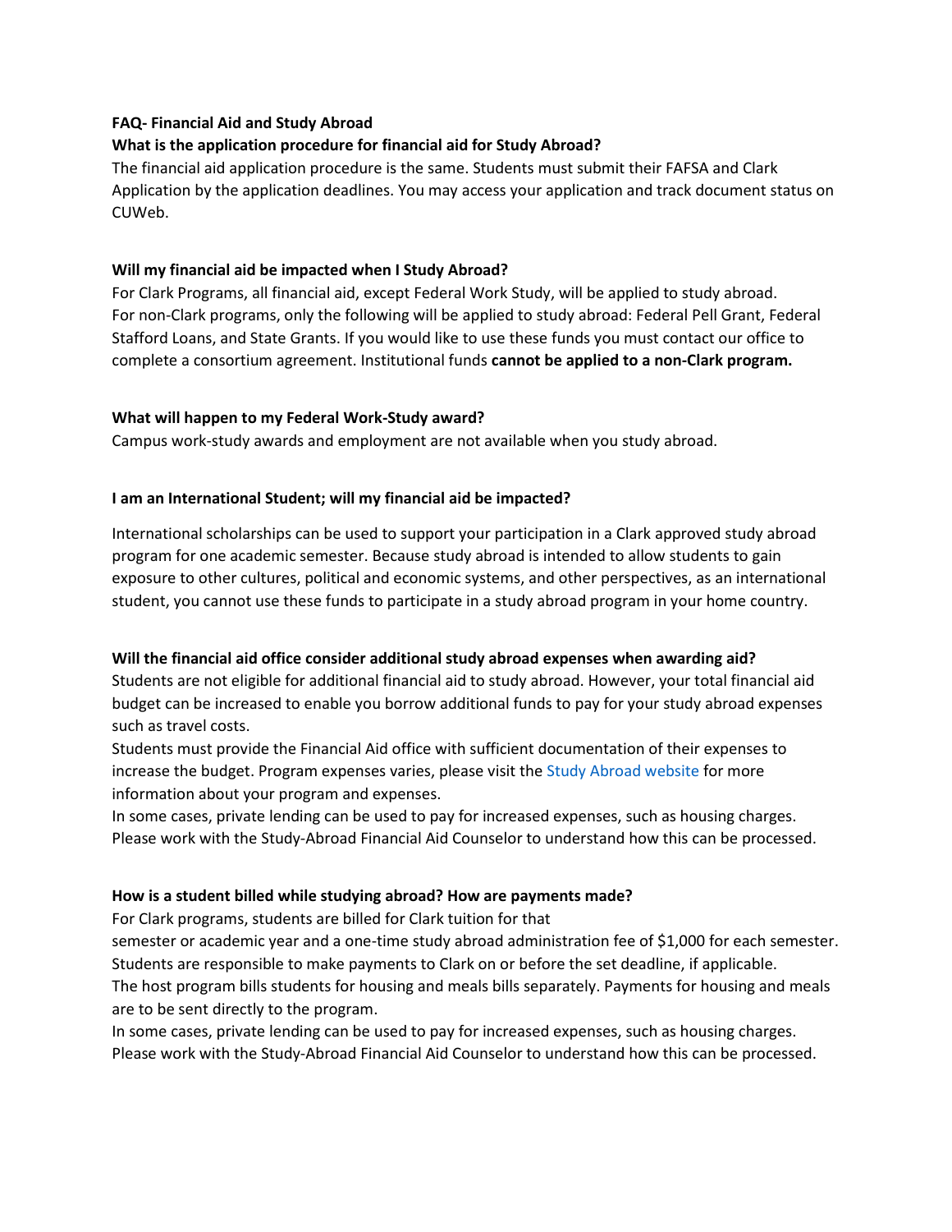# FAQ- Financial Aid and Study Abroad

### What is the application procedure for financial aid for Study Abroad?

The financial aid application procedure is the same. Students must submit their FAFSA and Clark Application by the application deadlines. You may access your application and track document status on CUWeb.

### Will my financial aid be impacted when I Study Abroad?

For Clark Programs, all financial aid, except Federal Work Study, will be applied to study abroad. For non-Clark programs, only the following will be applied to study abroad: Federal Pell Grant, Federal Stafford Loans, and State Grants. If you would like to use these funds you must contact our office to complete a consortium agreement. Institutional funds **cannot be applied to a non-Clark program.**

### What will happen to my Federal Work-Study award?

Campus work-study awards and employment are not available when you study abroad.

### I am an International Student; will my financial aid be impacted?

International scholarships can be used to support your participation in a Clark approved study abroad program for one academic semester. Because study abroad is intended to allow students to gain exposure to other cultures, political and economic systems, and other perspectives, as an international student, you cannot use these funds to participate in a study abroad program in your home country.

### Will the financial aid office consider additional study abroad expenses when awarding aid?

Students are not eligible for additional financial aid to study abroad. However, your total financial aid budget can be increased to enable you borrow additional funds to pay for your study abroad expenses such as travel costs.

Students must provide the Financial Aid office with sufficient documentation of their expenses to increase the budget. Program expenses varies, please visit the Study Abroad website for more information about your program and expenses.

In some cases, private lending can be used to pay for increased expenses, such as housing charges. Please work with the Study-Abroad Financial Aid Counselor to understand how this can be processed.

### How is a student billed while studying abroad? How are payments made?

For Clark programs, students are billed for Clark tuition for that semester or academic year and a one-time study abroad administration fee of $1,000 for each semester. Students are responsible to make payments to Clark on or before the set deadline, if applicable.

The host program bills students for housing and meals bills separately. Payments for housing and meals are to be sent directly to the program.

In some cases, private lending can be used to pay for increased expenses, such as housing charges. Please work with the Study-Abroad Financial Aid Counselor to understand how this can be processed.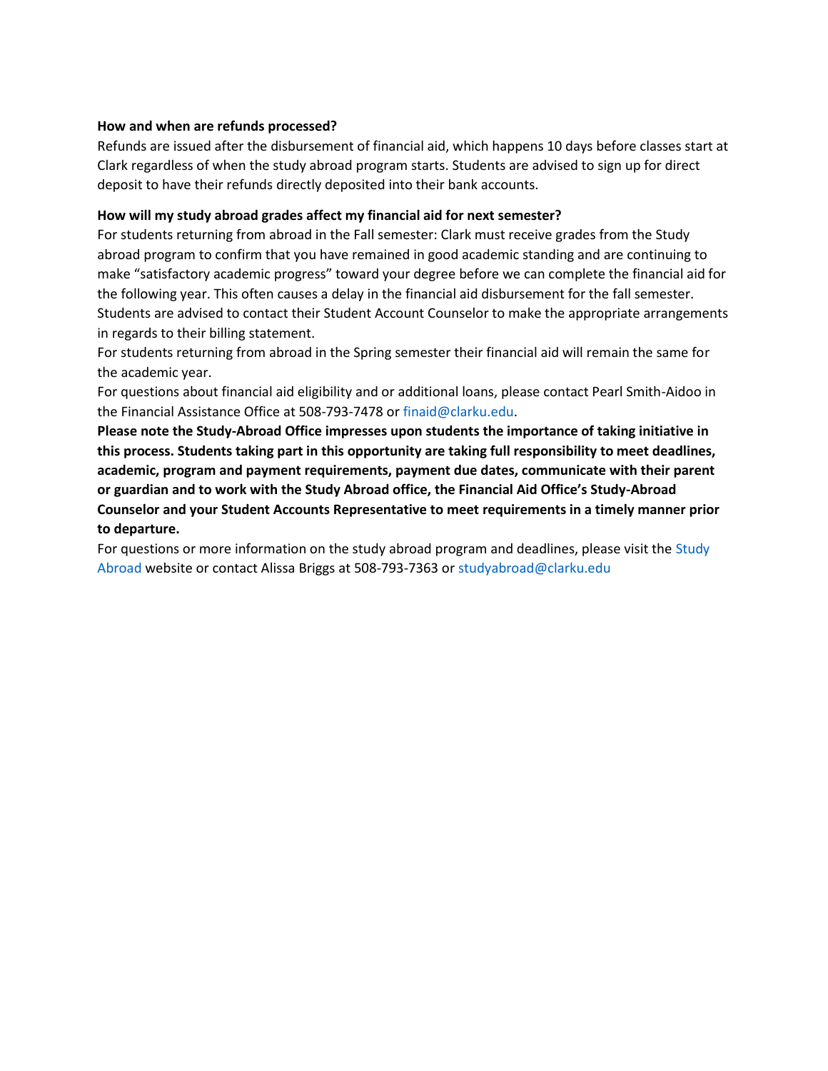**How and when are refunds processed?**

Refunds are issued after the disbursement of financial aid, which happens 10 days before classes start at Clark regardless of when the study abroad program starts. Students are advised to sign up for direct deposit to have their refunds directly deposited into their bank accounts.

**How will my study abroad grades affect my financial aid for next semester?**

For students returning from abroad in the Fall semester: Clark must receive grades from the Study abroad program to confirm that you have remained in good academic standing and are continuing to make "satisfactory academic progress" toward your degree before we can complete the financial aid for the following year. This often causes a delay in the financial aid disbursement for the fall semester. Students are advised to contact their Student Account Counselor to make the appropriate arrangements in regards to their billing statement.

For students returning from abroad in the Spring semester their financial aid will remain the same for the academic year.

For questions about financial aid eligibility and or additional loans, please contact Pearl Smith-Aidoo in the Financial Assistance Office at 508-793-7478 or finaid@clarku.edu.

**Please note the Study-Abroad Office impresses upon students the importance of taking initiative in this process. Students taking part in this opportunity are taking full responsibility to meet deadlines, academic, program and payment requirements, payment due dates, communicate with their parent or guardian and to work with the Study Abroad office, the Financial Aid Office's Study-Abroad Counselor and your Student Accounts Representative to meet requirements in a timely manner prior to departure.**

For questions or more information on the study abroad program and deadlines, please visit the Study Abroad website or contact Alissa Briggs at 508-793-7363 or studyabroad@clarku.edu